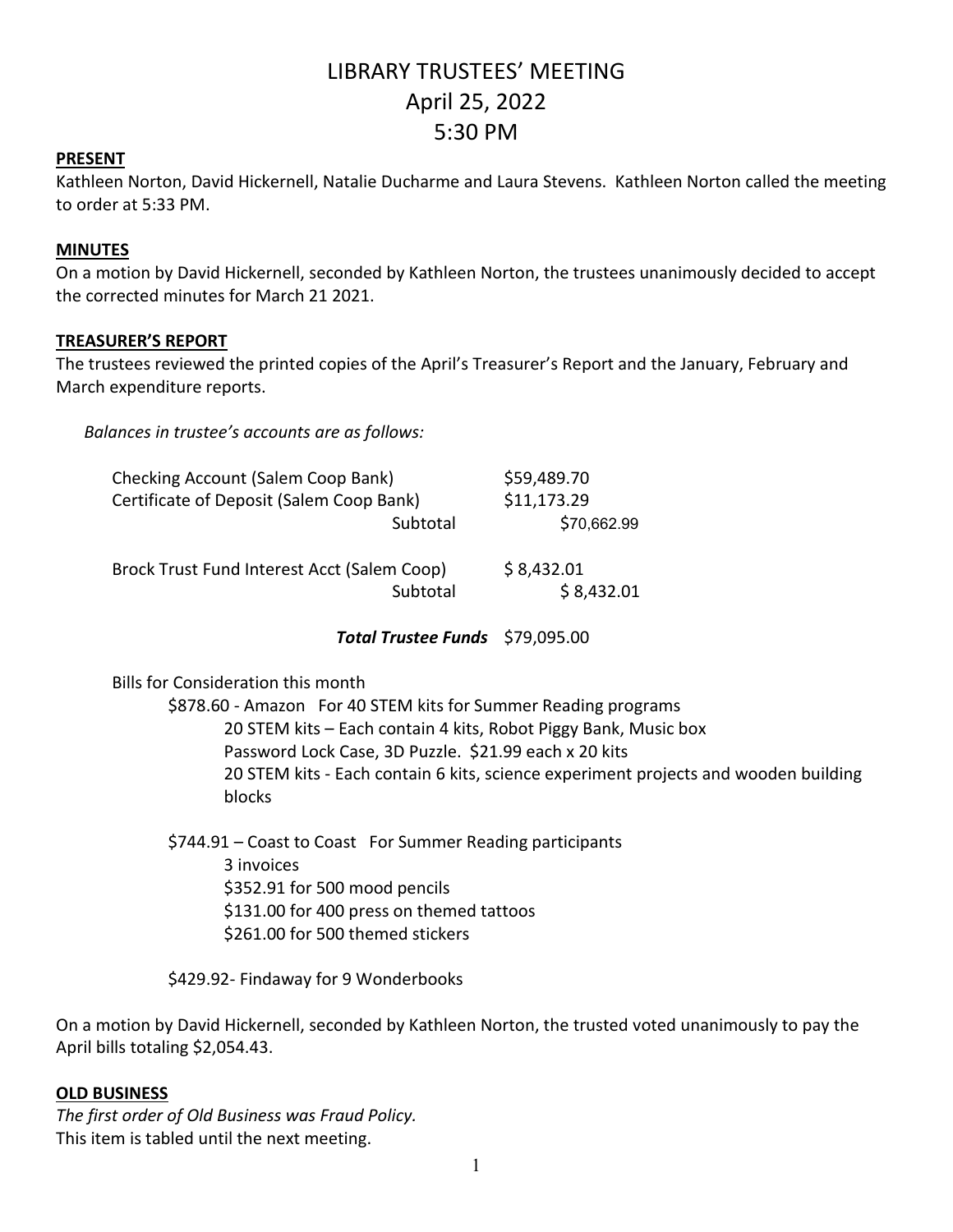# LIBRARY TRUSTEES' MEETING
## April 25, 2022
## 5:30 PM

**PRESENT**

Kathleen Norton, David Hickernell, Natalie Ducharme and Laura Stevens. Kathleen Norton called the meeting to order at 5:33 PM.

**MINUTES**

On a motion by David Hickernell, seconded by Kathleen Norton, the trustees unanimously decided to accept the corrected minutes for March 21 2021.

**TREASURER'S REPORT**

The trustees reviewed the printed copies of the April's Treasurer's Report and the January, February and March expenditure reports.

*Balances in trustee's accounts are as follows:*

| | |
|---|---|
| Checking Account (Salem Coop Bank) | $59,489.70 |
| Certificate of Deposit (Salem Coop Bank) | $11,173.29 |
| Subtotal | $70,662.99 |
| Brock Trust Fund Interest Acct (Salem Coop) | $ 8,432.01 |
| Subtotal | $ 8,432.01 |
| ***Total Trustee Funds*** | $79,095.00 |

Bills for Consideration this month

$878.60 - Amazon For 40 STEM kits for Summer Reading programs
- 20 STEM kits – Each contain 4 kits, Robot Piggy Bank, Music box Password Lock Case, 3D Puzzle. $21.99 each x 20 kits
- 20 STEM kits - Each contain 6 kits, science experiment projects and wooden building blocks

$744.91 – Coast to Coast For Summer Reading participants
- 3 invoices
- $352.91 for 500 mood pencils
- $131.00 for 400 press on themed tattoos
- $261.00 for 500 themed stickers

$429.92- Findaway for 9 Wonderbooks

On a motion by David Hickernell, seconded by Kathleen Norton, the trusted voted unanimously to pay the April bills totaling $2,054.43.

**OLD BUSINESS**

*The first order of Old Business was Fraud Policy.*
This item is tabled until the next meeting.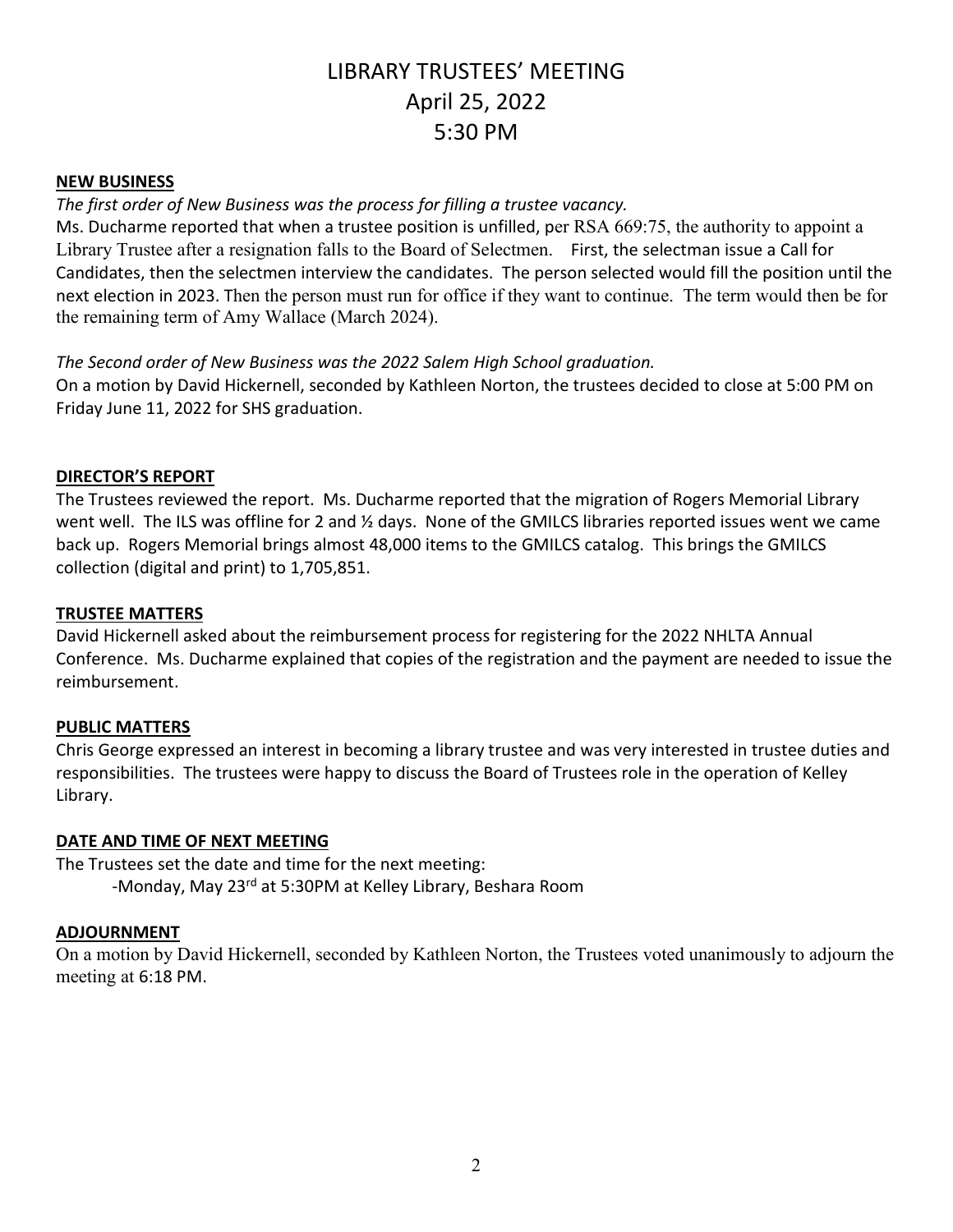# LIBRARY TRUSTEES' MEETING
# April 25, 2022
# 5:30 PM

**NEW BUSINESS**

*The first order of New Business was the process for filling a trustee vacancy.*

Ms. Ducharme reported that when a trustee position is unfilled, per RSA 669:75, the authority to appoint a Library Trustee after a resignation falls to the Board of Selectmen. First, the selectman issue a Call for Candidates, then the selectmen interview the candidates. The person selected would fill the position until the next election in 2023. Then the person must run for office if they want to continue. The term would then be for the remaining term of Amy Wallace (March 2024).

*The Second order of New Business was the 2022 Salem High School graduation.*

On a motion by David Hickernell, seconded by Kathleen Norton, the trustees decided to close at 5:00 PM on Friday June 11, 2022 for SHS graduation.

**DIRECTOR'S REPORT**

The Trustees reviewed the report. Ms. Ducharme reported that the migration of Rogers Memorial Library went well. The ILS was offline for 2 and ½ days. None of the GMILCS libraries reported issues went we came back up. Rogers Memorial brings almost 48,000 items to the GMILCS catalog. This brings the GMILCS collection (digital and print) to 1,705,851.

**TRUSTEE MATTERS**

David Hickernell asked about the reimbursement process for registering for the 2022 NHLTA Annual Conference. Ms. Ducharme explained that copies of the registration and the payment are needed to issue the reimbursement.

**PUBLIC MATTERS**

Chris George expressed an interest in becoming a library trustee and was very interested in trustee duties and responsibilities. The trustees were happy to discuss the Board of Trustees role in the operation of Kelley Library.

**DATE AND TIME OF NEXT MEETING**

The Trustees set the date and time for the next meeting:

-Monday, May 23rd at 5:30PM at Kelley Library, Beshara Room

**ADJOURNMENT**

On a motion by David Hickernell, seconded by Kathleen Norton, the Trustees voted unanimously to adjourn the meeting at 6:18 PM.